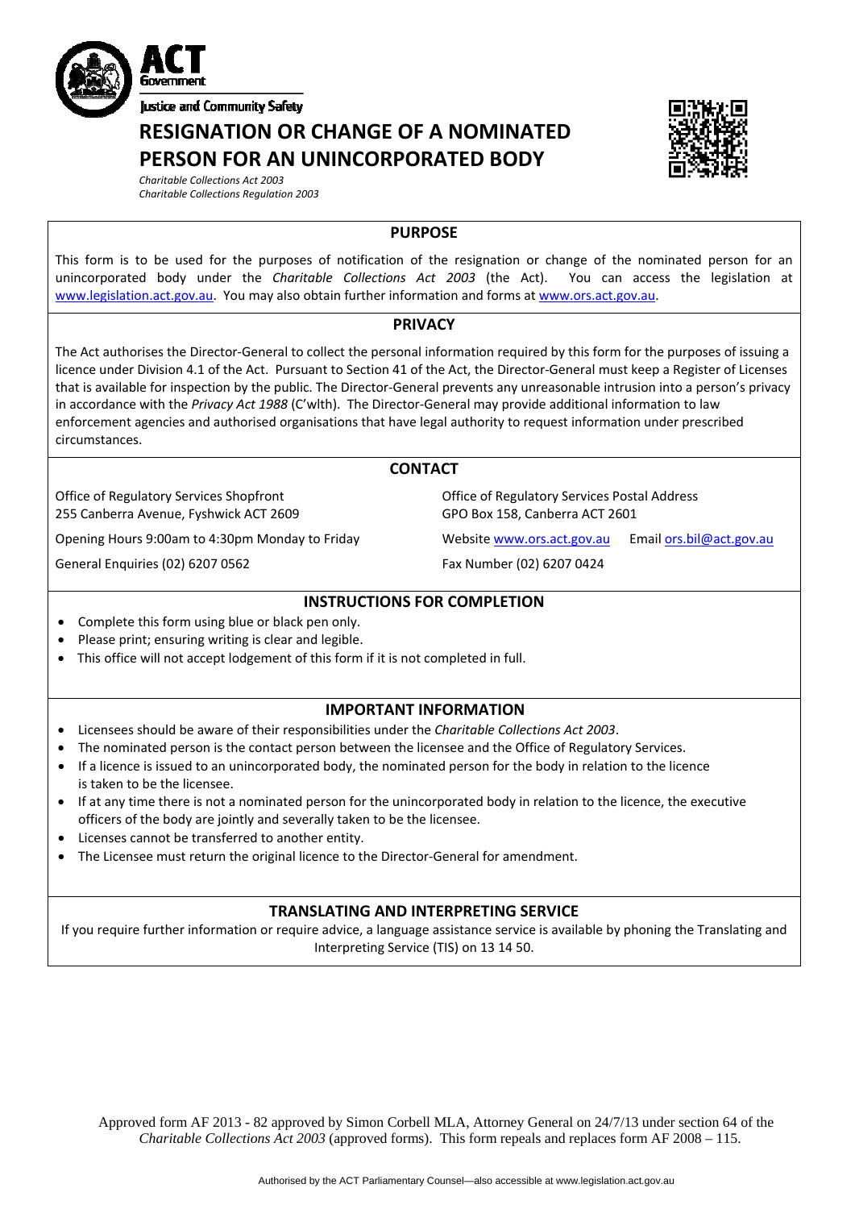Justice and Community Safety

# RESIGNATION OR CHANGE OF A NOMINATED PERSON FOR AN UNINCORPORATED BODY

*Charitable Collections Act 2003*
*Charitable Collections Regulation 2003*

## PURPOSE

This form is to be used for the purposes of notification of the resignation or change of the nominated person for an unincorporated body under the *Charitable Collections Act 2003* (the Act). You can access the legislation at www.legislation.act.gov.au. You may also obtain further information and forms at www.ors.act.gov.au.

## PRIVACY

The Act authorises the Director-General to collect the personal information required by this form for the purposes of issuing a licence under Division 4.1 of the Act. Pursuant to Section 41 of the Act, the Director-General must keep a Register of Licenses that is available for inspection by the public. The Director-General prevents any unreasonable intrusion into a person's privacy in accordance with the *Privacy Act 1988* (C'wlth). The Director-General may provide additional information to law enforcement agencies and authorised organisations that have legal authority to request information under prescribed circumstances.

## CONTACT

Office of Regulatory Services Shopfront
255 Canberra Avenue, Fyshwick ACT 2609

Opening Hours 9:00am to 4:30pm Monday to Friday

General Enquiries (02) 6207 0562

Office of Regulatory Services Postal Address
GPO Box 158, Canberra ACT 2601

Website www.ors.act.gov.au Email ors.bil@act.gov.au

Fax Number (02) 6207 0424

## INSTRUCTIONS FOR COMPLETION

- Complete this form using blue or black pen only.
- Please print; ensuring writing is clear and legible.
- This office will not accept lodgement of this form if it is not completed in full.

## IMPORTANT INFORMATION

- Licensees should be aware of their responsibilities under the *Charitable Collections Act 2003*.
- The nominated person is the contact person between the licensee and the Office of Regulatory Services.
- If a licence is issued to an unincorporated body, the nominated person for the body in relation to the licence is taken to be the licensee.
- If at any time there is not a nominated person for the unincorporated body in relation to the licence, the executive officers of the body are jointly and severally taken to be the licensee.
- Licenses cannot be transferred to another entity.
- The Licensee must return the original licence to the Director-General for amendment.

## TRANSLATING AND INTERPRETING SERVICE

If you require further information or require advice, a language assistance service is available by phoning the Translating and Interpreting Service (TIS) on 13 14 50.

Approved form AF 2013 - 82 approved by Simon Corbell MLA, Attorney General on 24/7/13 under section 64 of the *Charitable Collections Act 2003* (approved forms). This form repeals and replaces form AF 2008 – 115.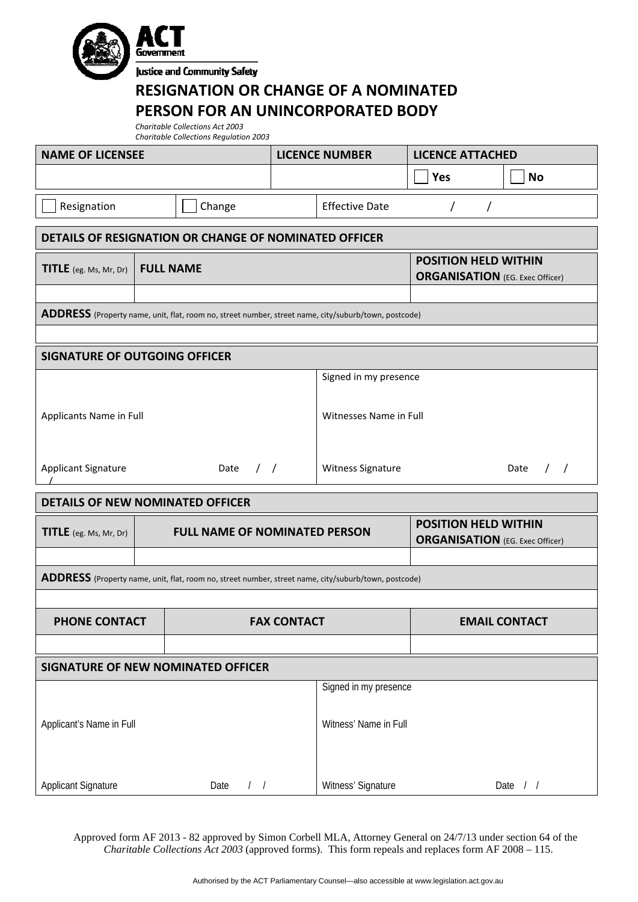ACT Government

Justice and Community Safety

# RESIGNATION OR CHANGE OF A NOMINATED PERSON FOR AN UNINCORPORATED BODY

*Charitable Collections Act 2003*
*Charitable Collections Regulation 2003*

| NAME OF LICENSEE | LICENCE NUMBER | LICENCE ATTACHED | |
|---|---|---|---|
| | | ☐ Yes | ☐ No |

| ☐ Resignation | ☐ Change | Effective Date | / / |
|---|---|---|---|

## DETAILS OF RESIGNATION OR CHANGE OF NOMINATED OFFICER

| TITLE (eg. Ms, Mr, Dr) | FULL NAME | POSITION HELD WITHIN ORGANISATION (EG. Exec Officer) |
|---|---|---|
| | | |

**ADDRESS** (Property name, unit, flat, room no, street number, street name, city/suburb/town, postcode)

## SIGNATURE OF OUTGOING OFFICER

| | |
|---|---|
| | Signed in my presence |
| Applicants Name in Full | Witnesses Name in Full |
| Applicant Signature    Date / / | Witness Signature    Date / / |

## DETAILS OF NEW NOMINATED OFFICER

| TITLE (eg. Ms, Mr, Dr) | FULL NAME OF NOMINATED PERSON | POSITION HELD WITHIN ORGANISATION (EG. Exec Officer) |
|---|---|---|
| | | |

**ADDRESS** (Property name, unit, flat, room no, street number, street name, city/suburb/town, postcode)

| PHONE CONTACT | FAX CONTACT | EMAIL CONTACT |
|---|---|---|
| | | |

## SIGNATURE OF NEW NOMINATED OFFICER

| | |
|---|---|
| | Signed in my presence |
| Applicant's Name in Full | Witness' Name in Full |
| Applicant Signature    Date / / | Witness' Signature    Date / / |

Approved form AF 2013 - 82 approved by Simon Corbell MLA, Attorney General on 24/7/13 under section 64 of the *Charitable Collections Act 2003* (approved forms). This form repeals and replaces form AF 2008 – 115.

Authorised by the ACT Parliamentary Counsel—also accessible at www.legislation.act.gov.au